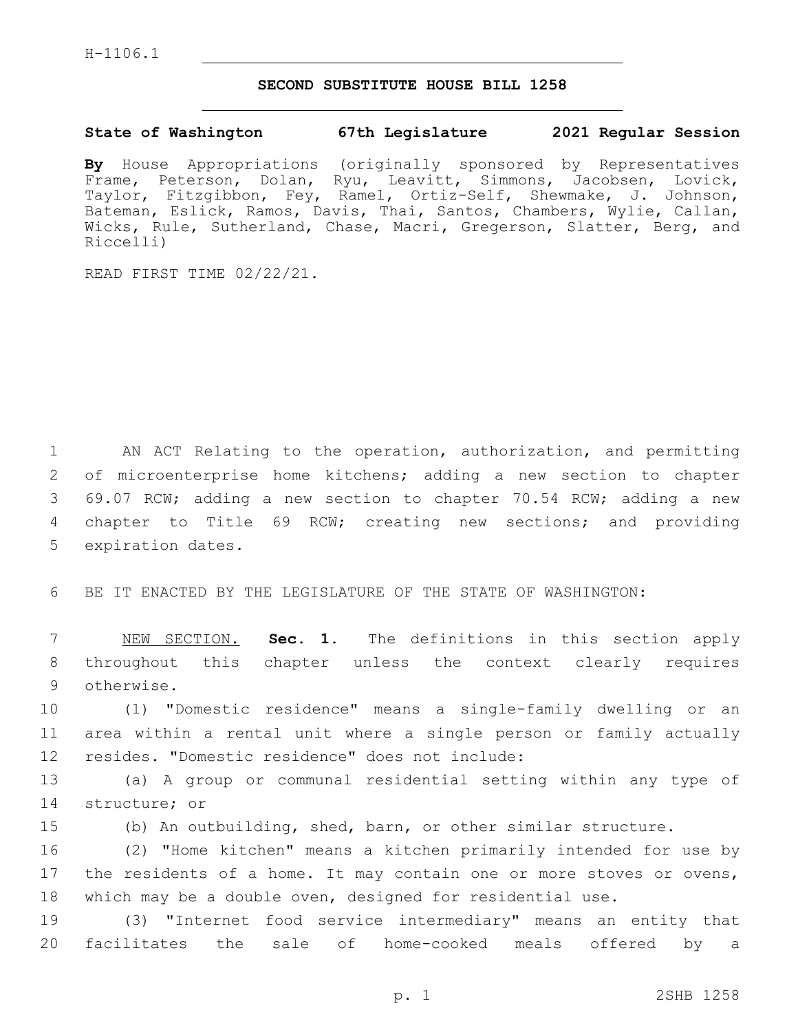H-1106.1

# SECOND SUBSTITUTE HOUSE BILL 1258

**State of Washington 67th Legislature 2021 Regular Session**

**By** House Appropriations (originally sponsored by Representatives Frame, Peterson, Dolan, Ryu, Leavitt, Simmons, Jacobsen, Lovick, Taylor, Fitzgibbon, Fey, Ramel, Ortiz-Self, Shewmake, J. Johnson, Bateman, Eslick, Ramos, Davis, Thai, Santos, Chambers, Wylie, Callan, Wicks, Rule, Sutherland, Chase, Macri, Gregerson, Slatter, Berg, and Riccelli)

READ FIRST TIME 02/22/21.

AN ACT Relating to the operation, authorization, and permitting of microenterprise home kitchens; adding a new section to chapter 69.07 RCW; adding a new section to chapter 70.54 RCW; adding a new chapter to Title 69 RCW; creating new sections; and providing expiration dates.

BE IT ENACTED BY THE LEGISLATURE OF THE STATE OF WASHINGTON:

NEW SECTION. **Sec. 1.** The definitions in this section apply throughout this chapter unless the context clearly requires otherwise.

(1) "Domestic residence" means a single-family dwelling or an area within a rental unit where a single person or family actually resides. "Domestic residence" does not include:

(a) A group or communal residential setting within any type of structure; or

(b) An outbuilding, shed, barn, or other similar structure.

(2) "Home kitchen" means a kitchen primarily intended for use by the residents of a home. It may contain one or more stoves or ovens, which may be a double oven, designed for residential use.

(3) "Internet food service intermediary" means an entity that facilitates the sale of home-cooked meals offered by a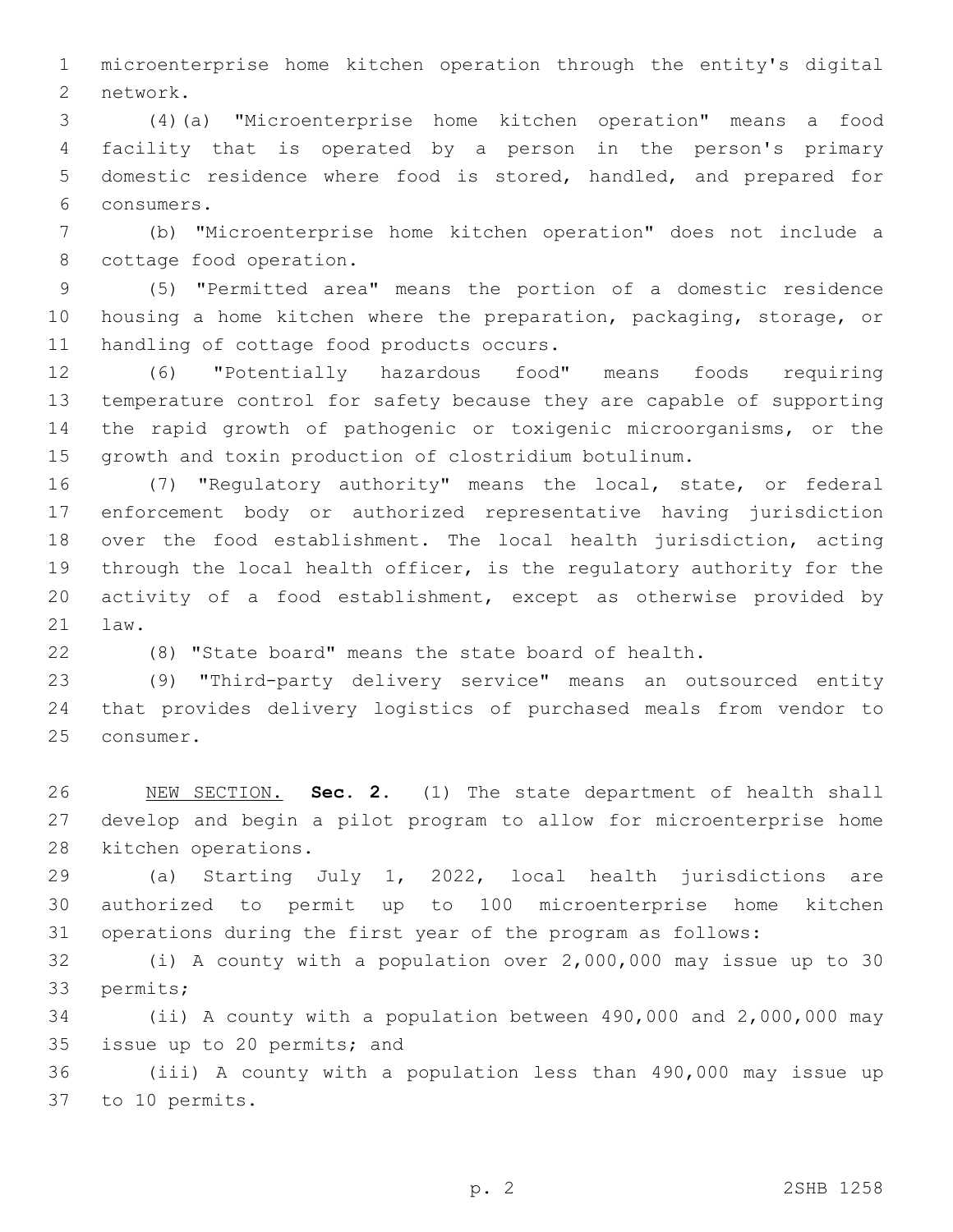microenterprise home kitchen operation through the entity's digital network.

(4)(a) "Microenterprise home kitchen operation" means a food facility that is operated by a person in the person's primary domestic residence where food is stored, handled, and prepared for consumers.

(b) "Microenterprise home kitchen operation" does not include a cottage food operation.

(5) "Permitted area" means the portion of a domestic residence housing a home kitchen where the preparation, packaging, storage, or handling of cottage food products occurs.

(6) "Potentially hazardous food" means foods requiring temperature control for safety because they are capable of supporting the rapid growth of pathogenic or toxigenic microorganisms, or the growth and toxin production of clostridium botulinum.

(7) "Regulatory authority" means the local, state, or federal enforcement body or authorized representative having jurisdiction over the food establishment. The local health jurisdiction, acting through the local health officer, is the regulatory authority for the activity of a food establishment, except as otherwise provided by law.

(8) "State board" means the state board of health.

(9) "Third-party delivery service" means an outsourced entity that provides delivery logistics of purchased meals from vendor to consumer.

NEW SECTION. **Sec. 2.** (1) The state department of health shall develop and begin a pilot program to allow for microenterprise home kitchen operations.

(a) Starting July 1, 2022, local health jurisdictions are authorized to permit up to 100 microenterprise home kitchen operations during the first year of the program as follows:

(i) A county with a population over 2,000,000 may issue up to 30 permits;

(ii) A county with a population between 490,000 and 2,000,000 may issue up to 20 permits; and

(iii) A county with a population less than 490,000 may issue up to 10 permits.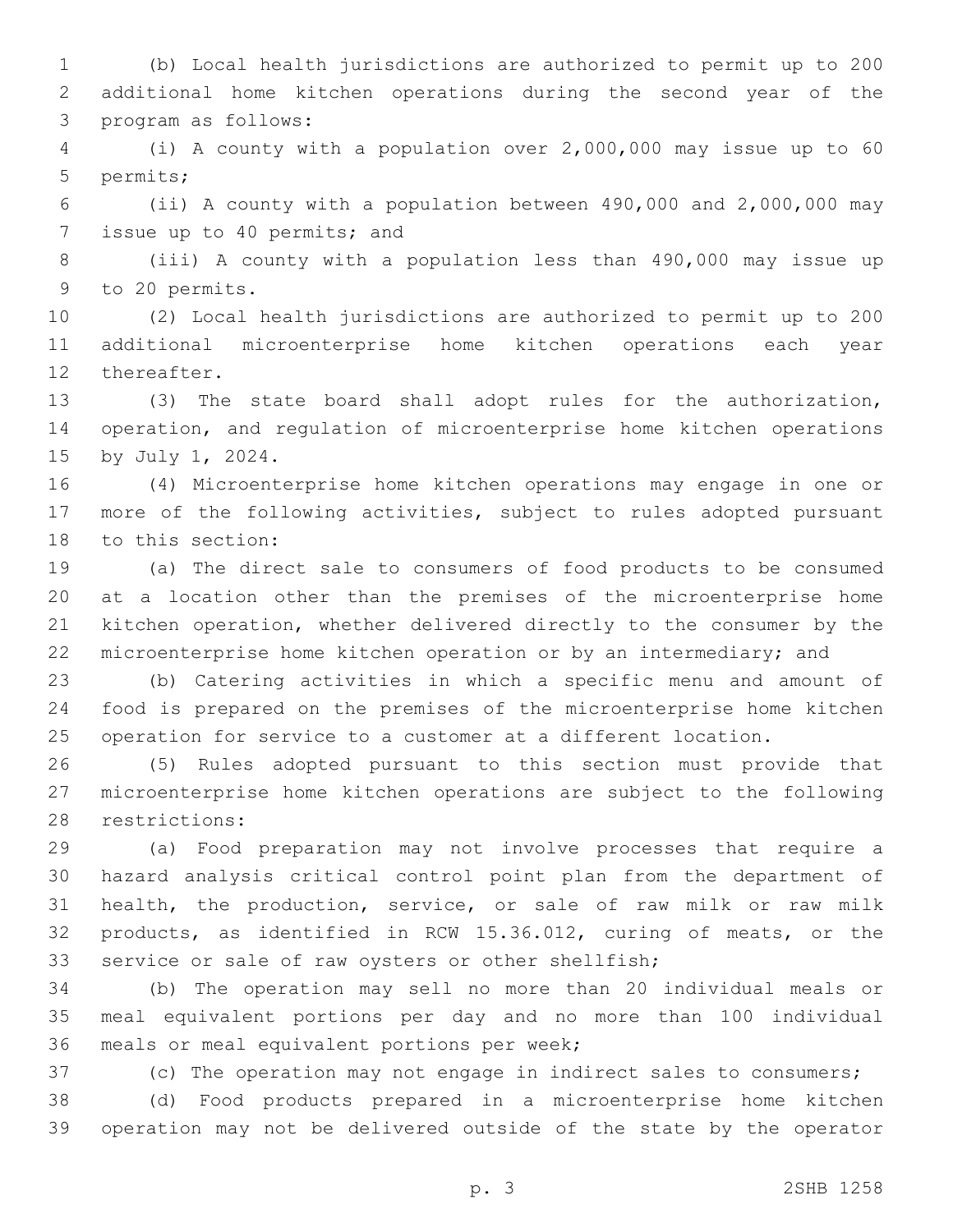(b) Local health jurisdictions are authorized to permit up to 200 additional home kitchen operations during the second year of the program as follows:

(i) A county with a population over 2,000,000 may issue up to 60 permits;

(ii) A county with a population between 490,000 and 2,000,000 may issue up to 40 permits; and

(iii) A county with a population less than 490,000 may issue up to 20 permits.

(2) Local health jurisdictions are authorized to permit up to 200 additional microenterprise home kitchen operations each year thereafter.

(3) The state board shall adopt rules for the authorization, operation, and regulation of microenterprise home kitchen operations by July 1, 2024.

(4) Microenterprise home kitchen operations may engage in one or more of the following activities, subject to rules adopted pursuant to this section:

(a) The direct sale to consumers of food products to be consumed at a location other than the premises of the microenterprise home kitchen operation, whether delivered directly to the consumer by the microenterprise home kitchen operation or by an intermediary; and

(b) Catering activities in which a specific menu and amount of food is prepared on the premises of the microenterprise home kitchen operation for service to a customer at a different location.

(5) Rules adopted pursuant to this section must provide that microenterprise home kitchen operations are subject to the following restrictions:

(a) Food preparation may not involve processes that require a hazard analysis critical control point plan from the department of health, the production, service, or sale of raw milk or raw milk products, as identified in RCW 15.36.012, curing of meats, or the service or sale of raw oysters or other shellfish;

(b) The operation may sell no more than 20 individual meals or meal equivalent portions per day and no more than 100 individual meals or meal equivalent portions per week;

(c) The operation may not engage in indirect sales to consumers;

(d) Food products prepared in a microenterprise home kitchen operation may not be delivered outside of the state by the operator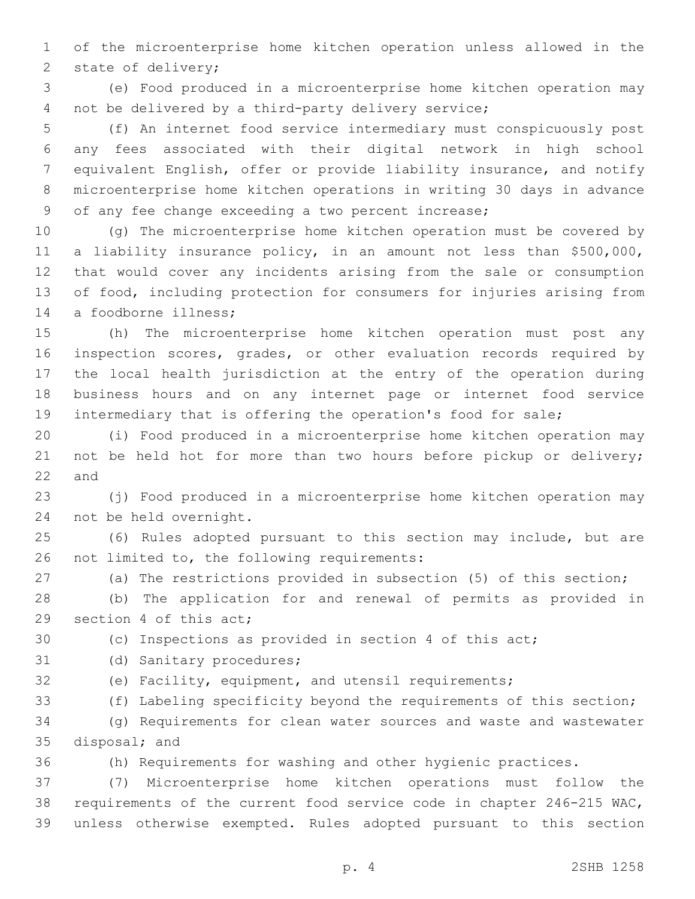of the microenterprise home kitchen operation unless allowed in the state of delivery;

(e) Food produced in a microenterprise home kitchen operation may not be delivered by a third-party delivery service;

(f) An internet food service intermediary must conspicuously post any fees associated with their digital network in high school equivalent English, offer or provide liability insurance, and notify microenterprise home kitchen operations in writing 30 days in advance of any fee change exceeding a two percent increase;

(g) The microenterprise home kitchen operation must be covered by a liability insurance policy, in an amount not less than $500,000, that would cover any incidents arising from the sale or consumption of food, including protection for consumers for injuries arising from a foodborne illness;

(h) The microenterprise home kitchen operation must post any inspection scores, grades, or other evaluation records required by the local health jurisdiction at the entry of the operation during business hours and on any internet page or internet food service intermediary that is offering the operation's food for sale;

(i) Food produced in a microenterprise home kitchen operation may not be held hot for more than two hours before pickup or delivery; and

(j) Food produced in a microenterprise home kitchen operation may not be held overnight.

(6) Rules adopted pursuant to this section may include, but are not limited to, the following requirements:

(a) The restrictions provided in subsection (5) of this section;

(b) The application for and renewal of permits as provided in section 4 of this act;

(c) Inspections as provided in section 4 of this act;

(d) Sanitary procedures;

(e) Facility, equipment, and utensil requirements;

(f) Labeling specificity beyond the requirements of this section;

(g) Requirements for clean water sources and waste and wastewater disposal; and

(h) Requirements for washing and other hygienic practices.

(7) Microenterprise home kitchen operations must follow the requirements of the current food service code in chapter 246-215 WAC, unless otherwise exempted. Rules adopted pursuant to this section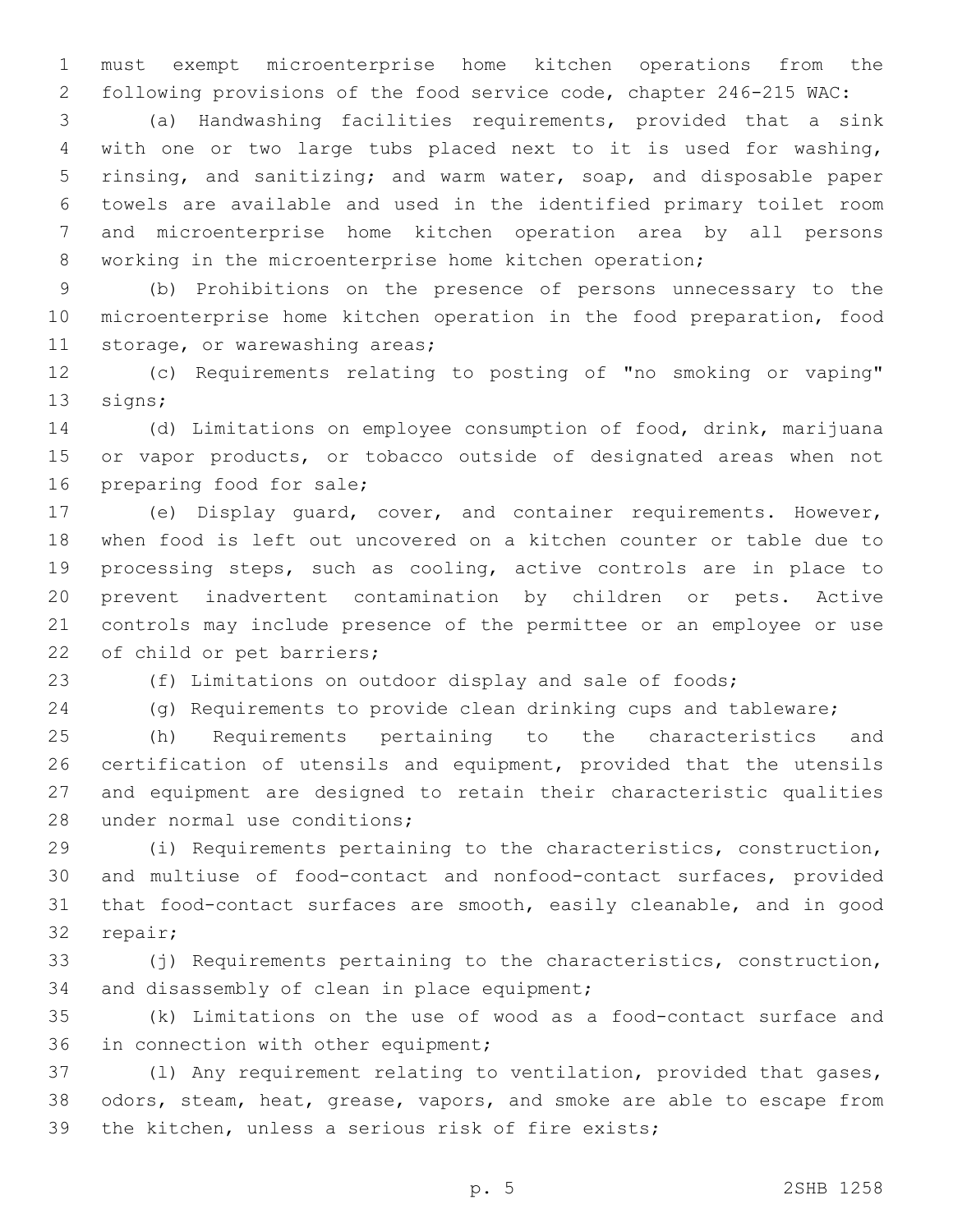must exempt microenterprise home kitchen operations from the following provisions of the food service code, chapter 246-215 WAC:

(a) Handwashing facilities requirements, provided that a sink with one or two large tubs placed next to it is used for washing, rinsing, and sanitizing; and warm water, soap, and disposable paper towels are available and used in the identified primary toilet room and microenterprise home kitchen operation area by all persons working in the microenterprise home kitchen operation;

(b) Prohibitions on the presence of persons unnecessary to the microenterprise home kitchen operation in the food preparation, food storage, or warewashing areas;

(c) Requirements relating to posting of "no smoking or vaping" signs;

(d) Limitations on employee consumption of food, drink, marijuana or vapor products, or tobacco outside of designated areas when not preparing food for sale;

(e) Display guard, cover, and container requirements. However, when food is left out uncovered on a kitchen counter or table due to processing steps, such as cooling, active controls are in place to prevent inadvertent contamination by children or pets. Active controls may include presence of the permittee or an employee or use of child or pet barriers;

(f) Limitations on outdoor display and sale of foods;

(g) Requirements to provide clean drinking cups and tableware;

(h) Requirements pertaining to the characteristics and certification of utensils and equipment, provided that the utensils and equipment are designed to retain their characteristic qualities under normal use conditions;

(i) Requirements pertaining to the characteristics, construction, and multiuse of food-contact and nonfood-contact surfaces, provided that food-contact surfaces are smooth, easily cleanable, and in good repair;

(j) Requirements pertaining to the characteristics, construction, and disassembly of clean in place equipment;

(k) Limitations on the use of wood as a food-contact surface and in connection with other equipment;

(l) Any requirement relating to ventilation, provided that gases, odors, steam, heat, grease, vapors, and smoke are able to escape from the kitchen, unless a serious risk of fire exists;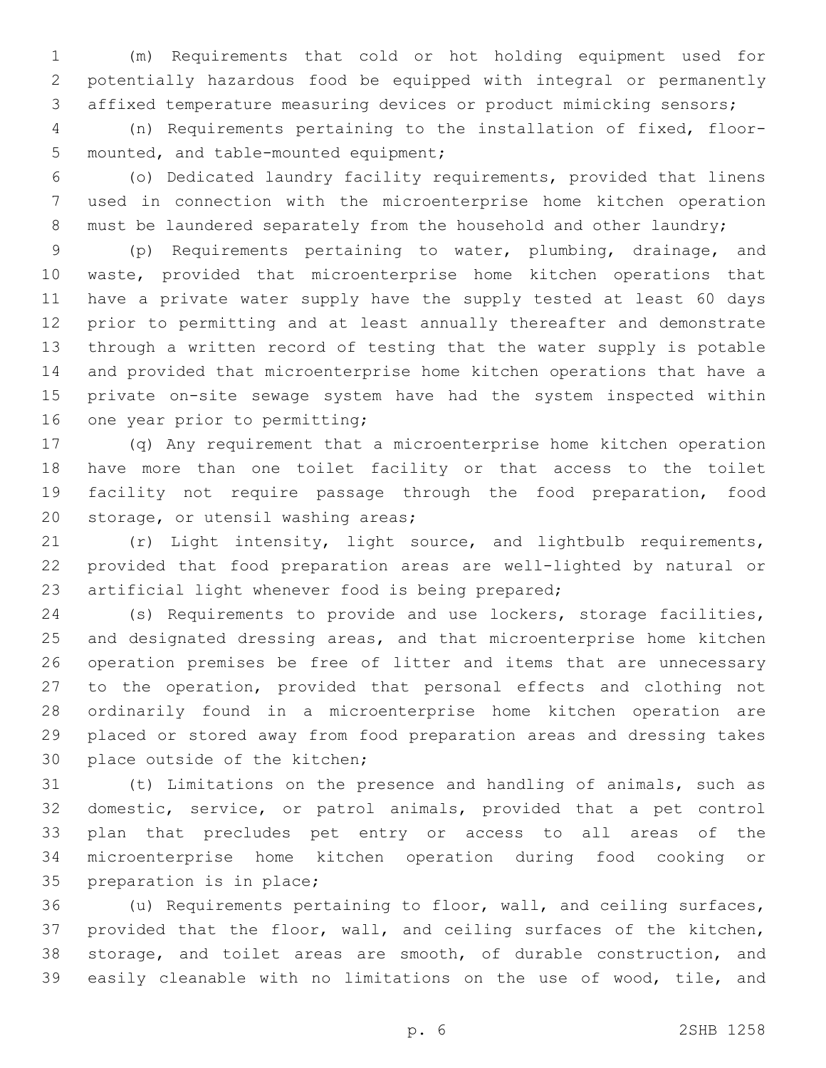(m) Requirements that cold or hot holding equipment used for potentially hazardous food be equipped with integral or permanently affixed temperature measuring devices or product mimicking sensors;

(n) Requirements pertaining to the installation of fixed, floor-mounted, and table-mounted equipment;

(o) Dedicated laundry facility requirements, provided that linens used in connection with the microenterprise home kitchen operation must be laundered separately from the household and other laundry;

(p) Requirements pertaining to water, plumbing, drainage, and waste, provided that microenterprise home kitchen operations that have a private water supply have the supply tested at least 60 days prior to permitting and at least annually thereafter and demonstrate through a written record of testing that the water supply is potable and provided that microenterprise home kitchen operations that have a private on-site sewage system have had the system inspected within one year prior to permitting;

(q) Any requirement that a microenterprise home kitchen operation have more than one toilet facility or that access to the toilet facility not require passage through the food preparation, food storage, or utensil washing areas;

(r) Light intensity, light source, and lightbulb requirements, provided that food preparation areas are well-lighted by natural or artificial light whenever food is being prepared;

(s) Requirements to provide and use lockers, storage facilities, and designated dressing areas, and that microenterprise home kitchen operation premises be free of litter and items that are unnecessary to the operation, provided that personal effects and clothing not ordinarily found in a microenterprise home kitchen operation are placed or stored away from food preparation areas and dressing takes place outside of the kitchen;

(t) Limitations on the presence and handling of animals, such as domestic, service, or patrol animals, provided that a pet control plan that precludes pet entry or access to all areas of the microenterprise home kitchen operation during food cooking or preparation is in place;

(u) Requirements pertaining to floor, wall, and ceiling surfaces, provided that the floor, wall, and ceiling surfaces of the kitchen, storage, and toilet areas are smooth, of durable construction, and easily cleanable with no limitations on the use of wood, tile, and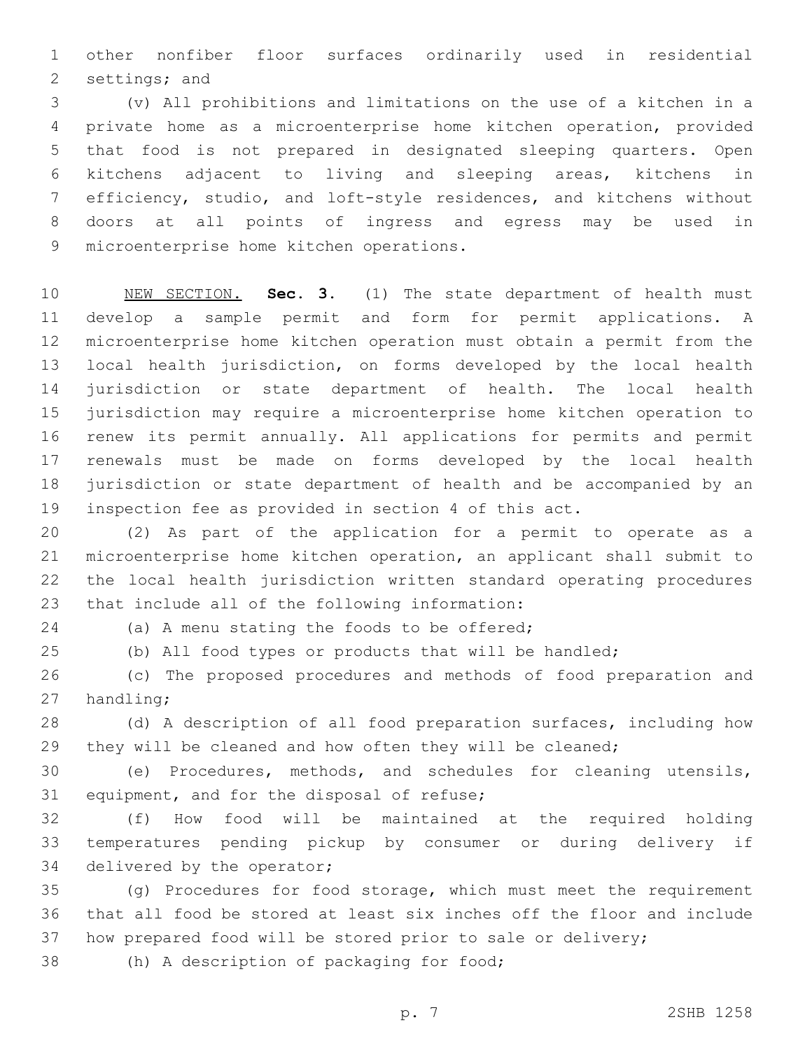other nonfiber floor surfaces ordinarily used in residential settings; and

(v) All prohibitions and limitations on the use of a kitchen in a private home as a microenterprise home kitchen operation, provided that food is not prepared in designated sleeping quarters. Open kitchens adjacent to living and sleeping areas, kitchens in efficiency, studio, and loft-style residences, and kitchens without doors at all points of ingress and egress may be used in microenterprise home kitchen operations.

NEW SECTION. **Sec. 3.** (1) The state department of health must develop a sample permit and form for permit applications. A microenterprise home kitchen operation must obtain a permit from the local health jurisdiction, on forms developed by the local health jurisdiction or state department of health. The local health jurisdiction may require a microenterprise home kitchen operation to renew its permit annually. All applications for permits and permit renewals must be made on forms developed by the local health jurisdiction or state department of health and be accompanied by an inspection fee as provided in section 4 of this act.

(2) As part of the application for a permit to operate as a microenterprise home kitchen operation, an applicant shall submit to the local health jurisdiction written standard operating procedures that include all of the following information:

(a) A menu stating the foods to be offered;

(b) All food types or products that will be handled;

(c) The proposed procedures and methods of food preparation and handling;

(d) A description of all food preparation surfaces, including how they will be cleaned and how often they will be cleaned;

(e) Procedures, methods, and schedules for cleaning utensils, equipment, and for the disposal of refuse;

(f) How food will be maintained at the required holding temperatures pending pickup by consumer or during delivery if delivered by the operator;

(g) Procedures for food storage, which must meet the requirement that all food be stored at least six inches off the floor and include how prepared food will be stored prior to sale or delivery;

(h) A description of packaging for food;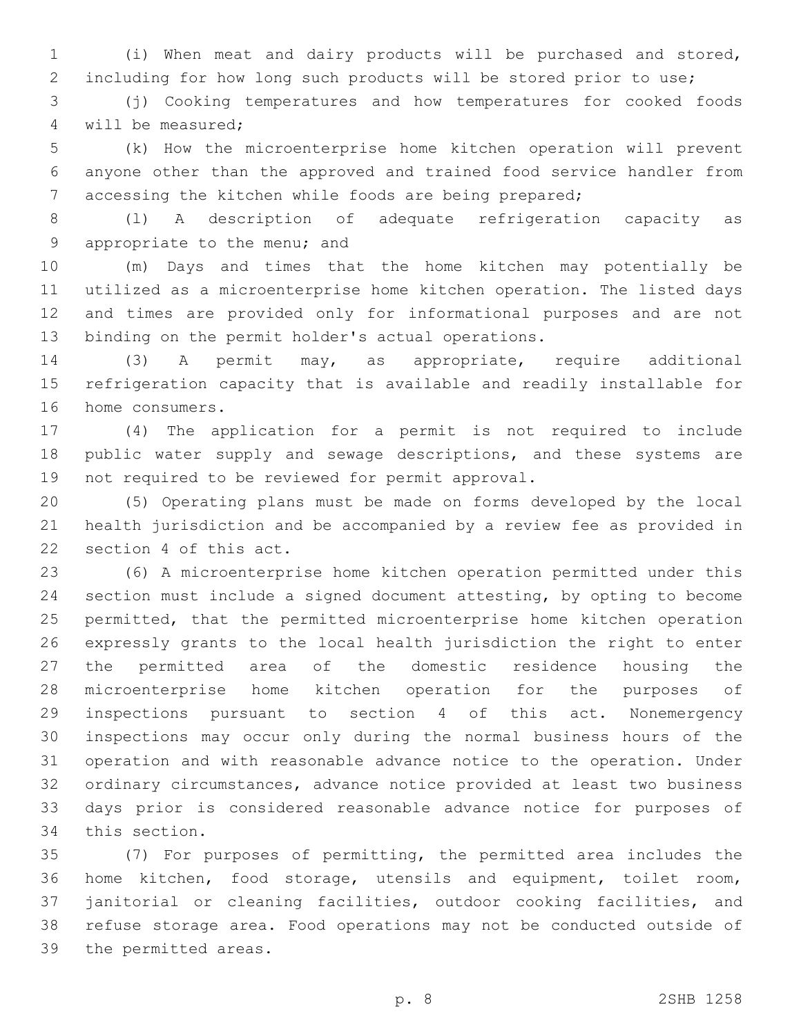(i) When meat and dairy products will be purchased and stored, including for how long such products will be stored prior to use;

(j) Cooking temperatures and how temperatures for cooked foods will be measured;

(k) How the microenterprise home kitchen operation will prevent anyone other than the approved and trained food service handler from accessing the kitchen while foods are being prepared;

(l) A description of adequate refrigeration capacity as appropriate to the menu; and

(m) Days and times that the home kitchen may potentially be utilized as a microenterprise home kitchen operation. The listed days and times are provided only for informational purposes and are not binding on the permit holder's actual operations.

(3) A permit may, as appropriate, require additional refrigeration capacity that is available and readily installable for home consumers.

(4) The application for a permit is not required to include public water supply and sewage descriptions, and these systems are not required to be reviewed for permit approval.

(5) Operating plans must be made on forms developed by the local health jurisdiction and be accompanied by a review fee as provided in section 4 of this act.

(6) A microenterprise home kitchen operation permitted under this section must include a signed document attesting, by opting to become permitted, that the permitted microenterprise home kitchen operation expressly grants to the local health jurisdiction the right to enter the permitted area of the domestic residence housing the microenterprise home kitchen operation for the purposes of inspections pursuant to section 4 of this act. Nonemergency inspections may occur only during the normal business hours of the operation and with reasonable advance notice to the operation. Under ordinary circumstances, advance notice provided at least two business days prior is considered reasonable advance notice for purposes of this section.

(7) For purposes of permitting, the permitted area includes the home kitchen, food storage, utensils and equipment, toilet room, janitorial or cleaning facilities, outdoor cooking facilities, and refuse storage area. Food operations may not be conducted outside of the permitted areas.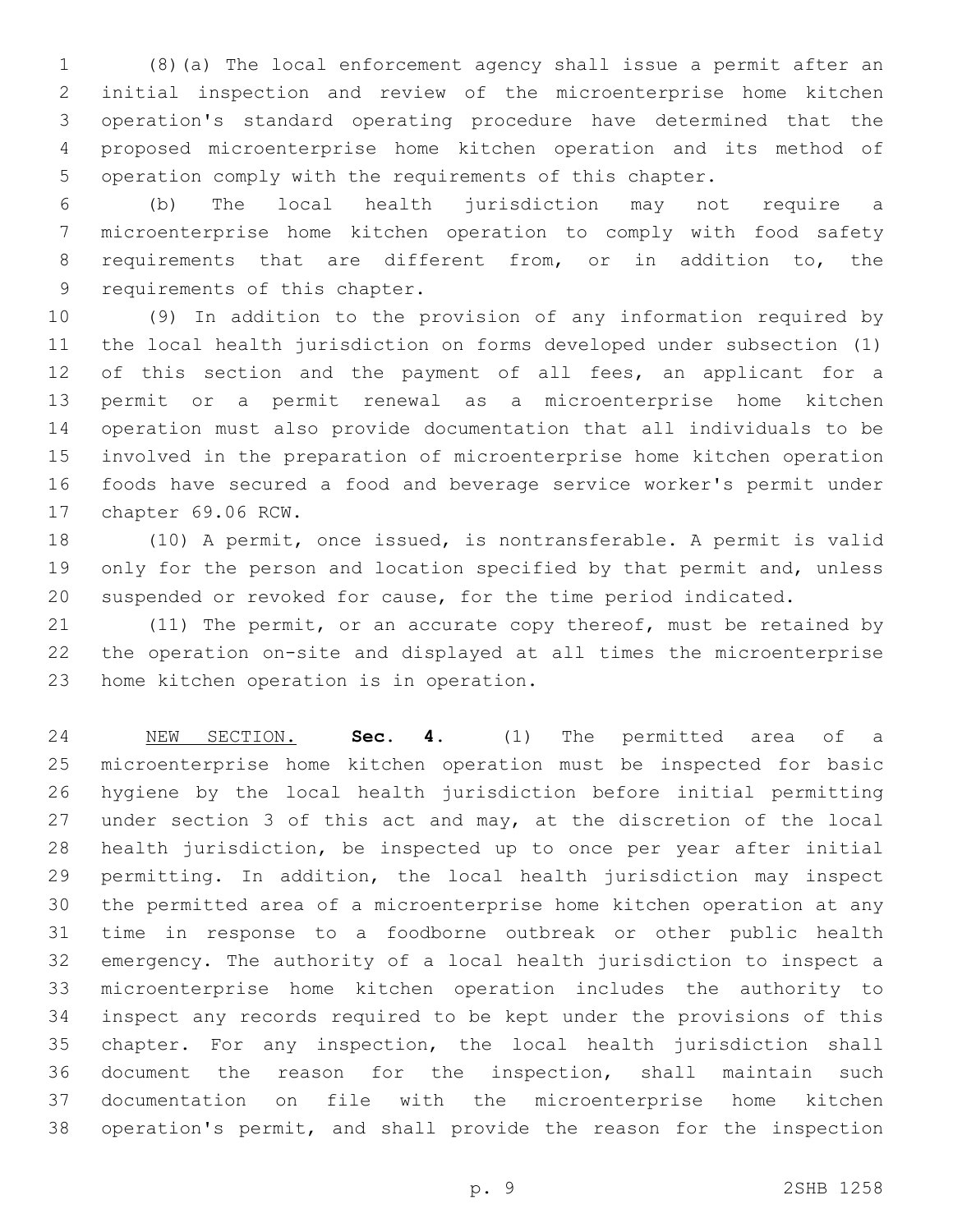(8)(a) The local enforcement agency shall issue a permit after an initial inspection and review of the microenterprise home kitchen operation's standard operating procedure have determined that the proposed microenterprise home kitchen operation and its method of operation comply with the requirements of this chapter.

(b) The local health jurisdiction may not require a microenterprise home kitchen operation to comply with food safety requirements that are different from, or in addition to, the requirements of this chapter.

(9) In addition to the provision of any information required by the local health jurisdiction on forms developed under subsection (1) of this section and the payment of all fees, an applicant for a permit or a permit renewal as a microenterprise home kitchen operation must also provide documentation that all individuals to be involved in the preparation of microenterprise home kitchen operation foods have secured a food and beverage service worker's permit under chapter 69.06 RCW.

(10) A permit, once issued, is nontransferable. A permit is valid only for the person and location specified by that permit and, unless suspended or revoked for cause, for the time period indicated.

(11) The permit, or an accurate copy thereof, must be retained by the operation on-site and displayed at all times the microenterprise home kitchen operation is in operation.

NEW SECTION. **Sec. 4.** (1) The permitted area of a microenterprise home kitchen operation must be inspected for basic hygiene by the local health jurisdiction before initial permitting under section 3 of this act and may, at the discretion of the local health jurisdiction, be inspected up to once per year after initial permitting. In addition, the local health jurisdiction may inspect the permitted area of a microenterprise home kitchen operation at any time in response to a foodborne outbreak or other public health emergency. The authority of a local health jurisdiction to inspect a microenterprise home kitchen operation includes the authority to inspect any records required to be kept under the provisions of this chapter. For any inspection, the local health jurisdiction shall document the reason for the inspection, shall maintain such documentation on file with the microenterprise home kitchen operation's permit, and shall provide the reason for the inspection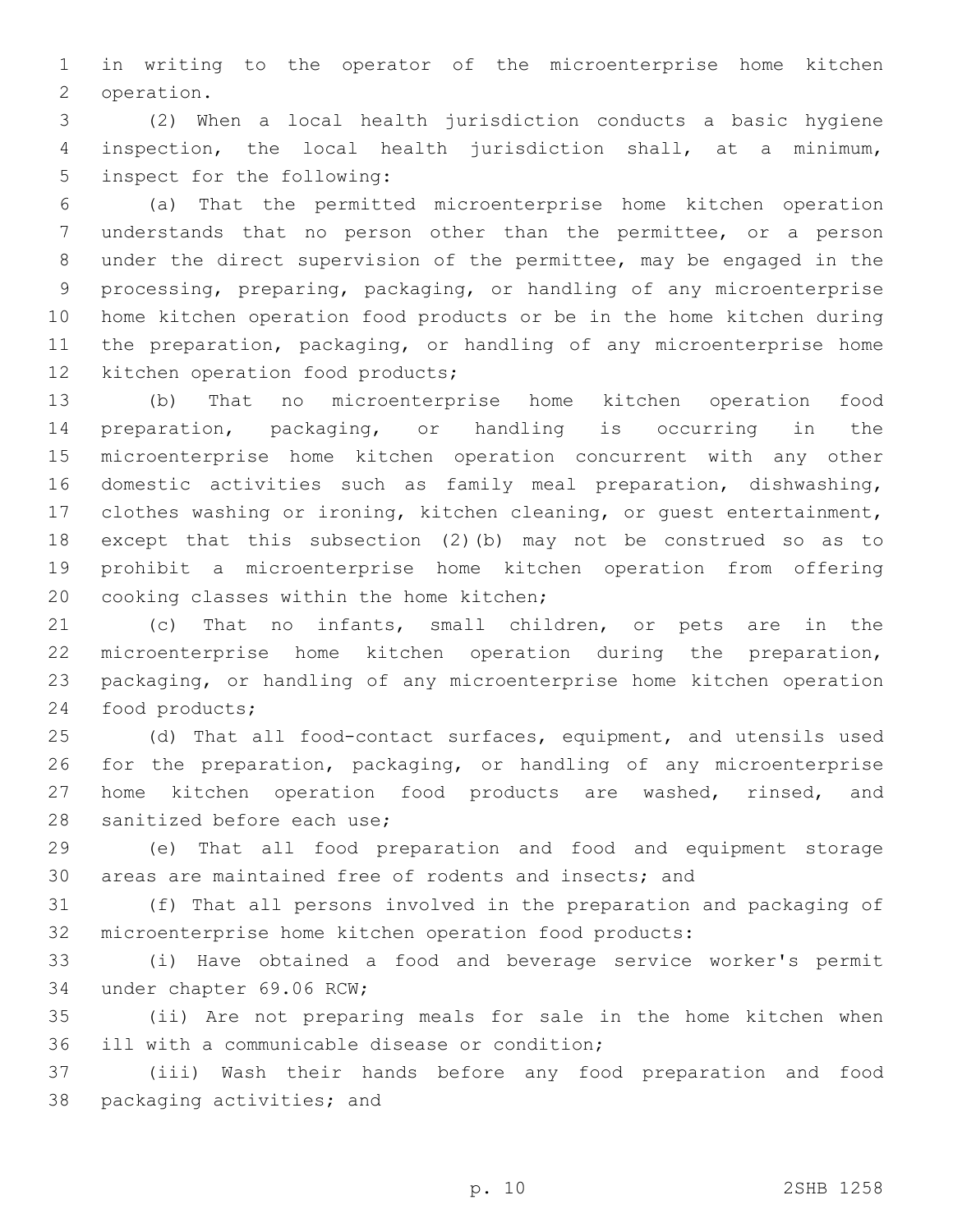in writing to the operator of the microenterprise home kitchen operation.

(2) When a local health jurisdiction conducts a basic hygiene inspection, the local health jurisdiction shall, at a minimum, inspect for the following:

(a) That the permitted microenterprise home kitchen operation understands that no person other than the permittee, or a person under the direct supervision of the permittee, may be engaged in the processing, preparing, packaging, or handling of any microenterprise home kitchen operation food products or be in the home kitchen during the preparation, packaging, or handling of any microenterprise home kitchen operation food products;

(b) That no microenterprise home kitchen operation food preparation, packaging, or handling is occurring in the microenterprise home kitchen operation concurrent with any other domestic activities such as family meal preparation, dishwashing, clothes washing or ironing, kitchen cleaning, or guest entertainment, except that this subsection (2)(b) may not be construed so as to prohibit a microenterprise home kitchen operation from offering cooking classes within the home kitchen;

(c) That no infants, small children, or pets are in the microenterprise home kitchen operation during the preparation, packaging, or handling of any microenterprise home kitchen operation food products;

(d) That all food-contact surfaces, equipment, and utensils used for the preparation, packaging, or handling of any microenterprise home kitchen operation food products are washed, rinsed, and sanitized before each use;

(e) That all food preparation and food and equipment storage areas are maintained free of rodents and insects; and

(f) That all persons involved in the preparation and packaging of microenterprise home kitchen operation food products:

(i) Have obtained a food and beverage service worker's permit under chapter 69.06 RCW;

(ii) Are not preparing meals for sale in the home kitchen when ill with a communicable disease or condition;

(iii) Wash their hands before any food preparation and food packaging activities; and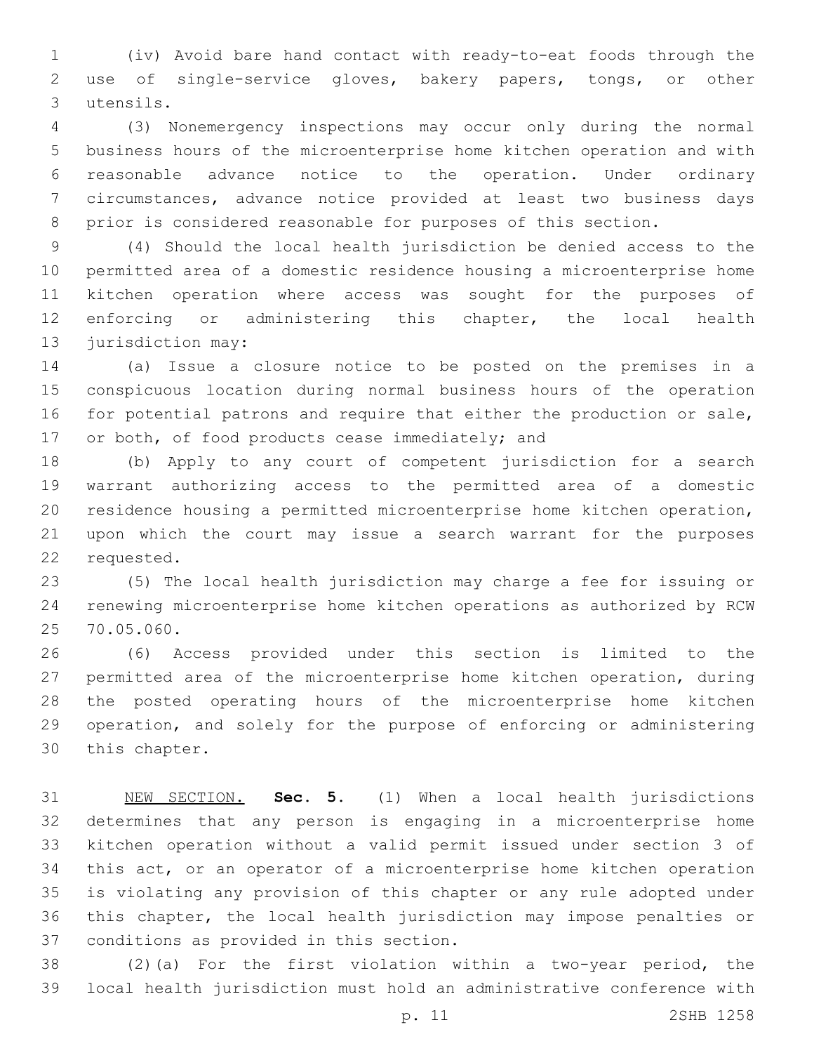(iv) Avoid bare hand contact with ready-to-eat foods through the use of single-service gloves, bakery papers, tongs, or other utensils.

(3) Nonemergency inspections may occur only during the normal business hours of the microenterprise home kitchen operation and with reasonable advance notice to the operation. Under ordinary circumstances, advance notice provided at least two business days prior is considered reasonable for purposes of this section.

(4) Should the local health jurisdiction be denied access to the permitted area of a domestic residence housing a microenterprise home kitchen operation where access was sought for the purposes of enforcing or administering this chapter, the local health jurisdiction may:

(a) Issue a closure notice to be posted on the premises in a conspicuous location during normal business hours of the operation for potential patrons and require that either the production or sale, or both, of food products cease immediately; and

(b) Apply to any court of competent jurisdiction for a search warrant authorizing access to the permitted area of a domestic residence housing a permitted microenterprise home kitchen operation, upon which the court may issue a search warrant for the purposes requested.

(5) The local health jurisdiction may charge a fee for issuing or renewing microenterprise home kitchen operations as authorized by RCW 70.05.060.

(6) Access provided under this section is limited to the permitted area of the microenterprise home kitchen operation, during the posted operating hours of the microenterprise home kitchen operation, and solely for the purpose of enforcing or administering this chapter.

NEW SECTION. **Sec. 5.** (1) When a local health jurisdictions determines that any person is engaging in a microenterprise home kitchen operation without a valid permit issued under section 3 of this act, or an operator of a microenterprise home kitchen operation is violating any provision of this chapter or any rule adopted under this chapter, the local health jurisdiction may impose penalties or conditions as provided in this section.

(2)(a) For the first violation within a two-year period, the local health jurisdiction must hold an administrative conference with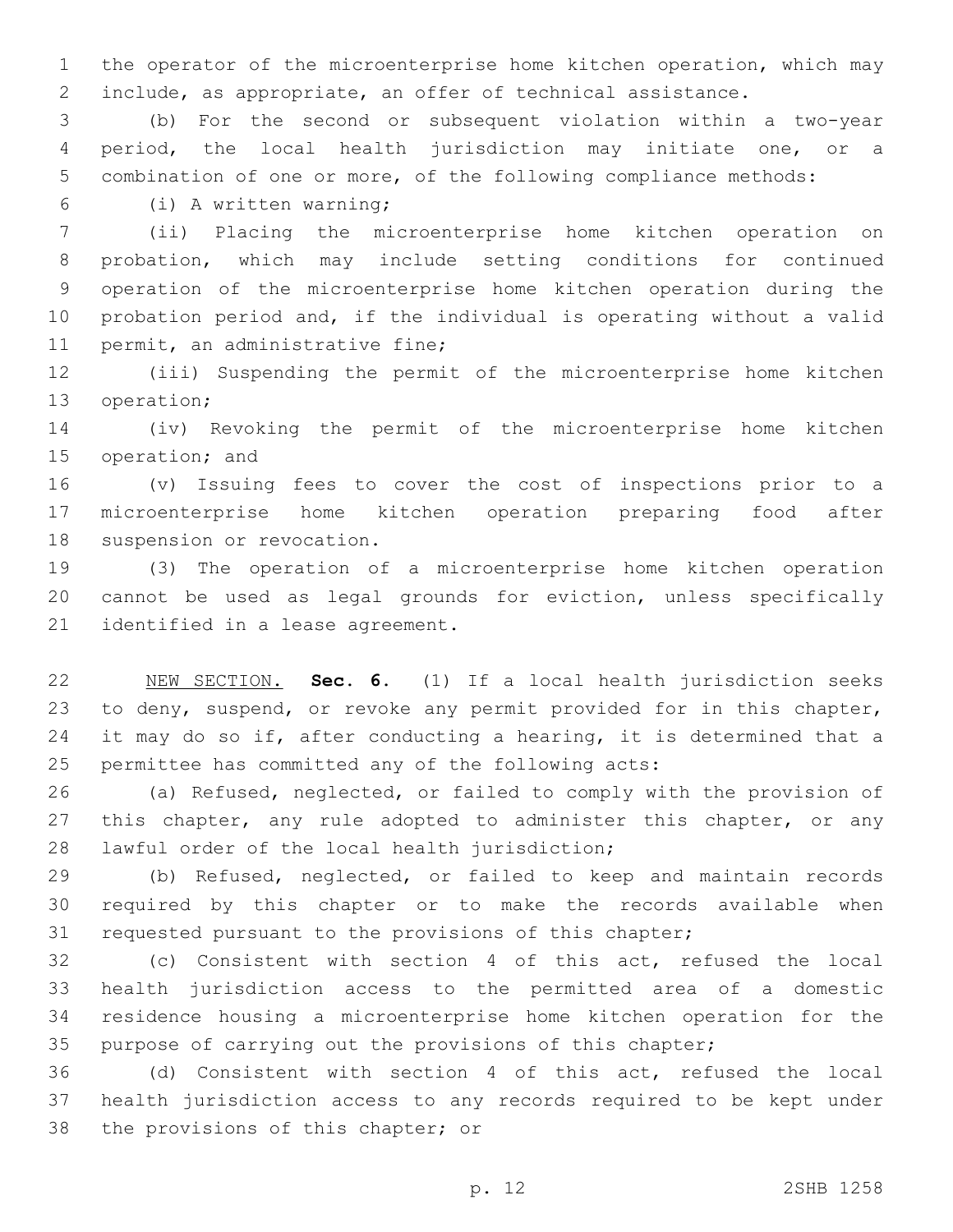the operator of the microenterprise home kitchen operation, which may include, as appropriate, an offer of technical assistance.

(b) For the second or subsequent violation within a two-year period, the local health jurisdiction may initiate one, or a combination of one or more, of the following compliance methods:

(i) A written warning;

(ii) Placing the microenterprise home kitchen operation on probation, which may include setting conditions for continued operation of the microenterprise home kitchen operation during the probation period and, if the individual is operating without a valid permit, an administrative fine;

(iii) Suspending the permit of the microenterprise home kitchen operation;

(iv) Revoking the permit of the microenterprise home kitchen operation; and

(v) Issuing fees to cover the cost of inspections prior to a microenterprise home kitchen operation preparing food after suspension or revocation.

(3) The operation of a microenterprise home kitchen operation cannot be used as legal grounds for eviction, unless specifically identified in a lease agreement.

NEW SECTION. **Sec. 6.** (1) If a local health jurisdiction seeks to deny, suspend, or revoke any permit provided for in this chapter, it may do so if, after conducting a hearing, it is determined that a permittee has committed any of the following acts:

(a) Refused, neglected, or failed to comply with the provision of this chapter, any rule adopted to administer this chapter, or any lawful order of the local health jurisdiction;

(b) Refused, neglected, or failed to keep and maintain records required by this chapter or to make the records available when requested pursuant to the provisions of this chapter;

(c) Consistent with section 4 of this act, refused the local health jurisdiction access to the permitted area of a domestic residence housing a microenterprise home kitchen operation for the purpose of carrying out the provisions of this chapter;

(d) Consistent with section 4 of this act, refused the local health jurisdiction access to any records required to be kept under the provisions of this chapter; or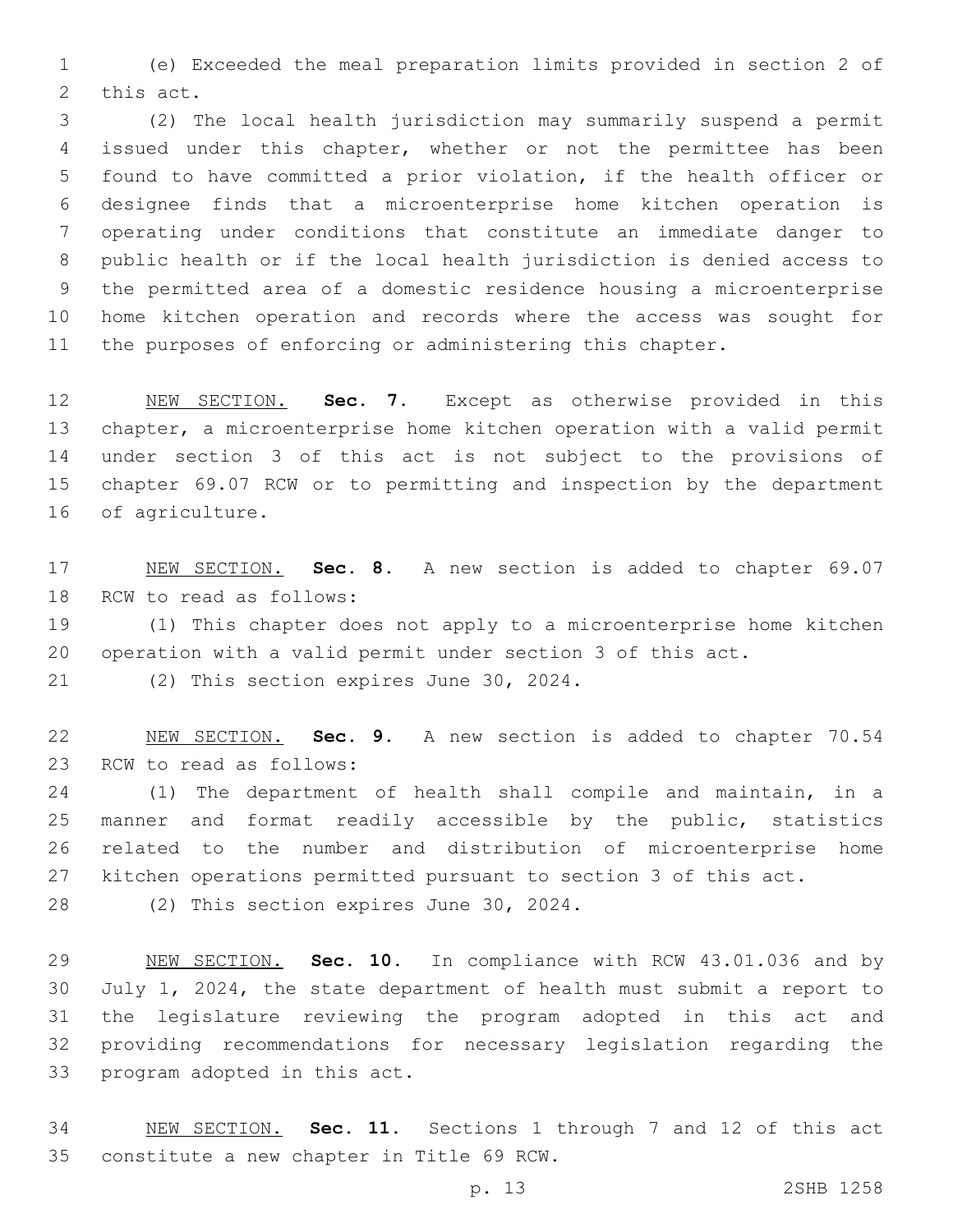(e) Exceeded the meal preparation limits provided in section 2 of this act.

(2) The local health jurisdiction may summarily suspend a permit issued under this chapter, whether or not the permittee has been found to have committed a prior violation, if the health officer or designee finds that a microenterprise home kitchen operation is operating under conditions that constitute an immediate danger to public health or if the local health jurisdiction is denied access to the permitted area of a domestic residence housing a microenterprise home kitchen operation and records where the access was sought for the purposes of enforcing or administering this chapter.

NEW SECTION. **Sec. 7.** Except as otherwise provided in this chapter, a microenterprise home kitchen operation with a valid permit under section 3 of this act is not subject to the provisions of chapter 69.07 RCW or to permitting and inspection by the department of agriculture.

NEW SECTION. **Sec. 8.** A new section is added to chapter 69.07 RCW to read as follows:

(1) This chapter does not apply to a microenterprise home kitchen operation with a valid permit under section 3 of this act.

(2) This section expires June 30, 2024.

NEW SECTION. **Sec. 9.** A new section is added to chapter 70.54 RCW to read as follows:

(1) The department of health shall compile and maintain, in a manner and format readily accessible by the public, statistics related to the number and distribution of microenterprise home kitchen operations permitted pursuant to section 3 of this act.

(2) This section expires June 30, 2024.

NEW SECTION. **Sec. 10.** In compliance with RCW 43.01.036 and by July 1, 2024, the state department of health must submit a report to the legislature reviewing the program adopted in this act and providing recommendations for necessary legislation regarding the program adopted in this act.

NEW SECTION. **Sec. 11.** Sections 1 through 7 and 12 of this act constitute a new chapter in Title 69 RCW.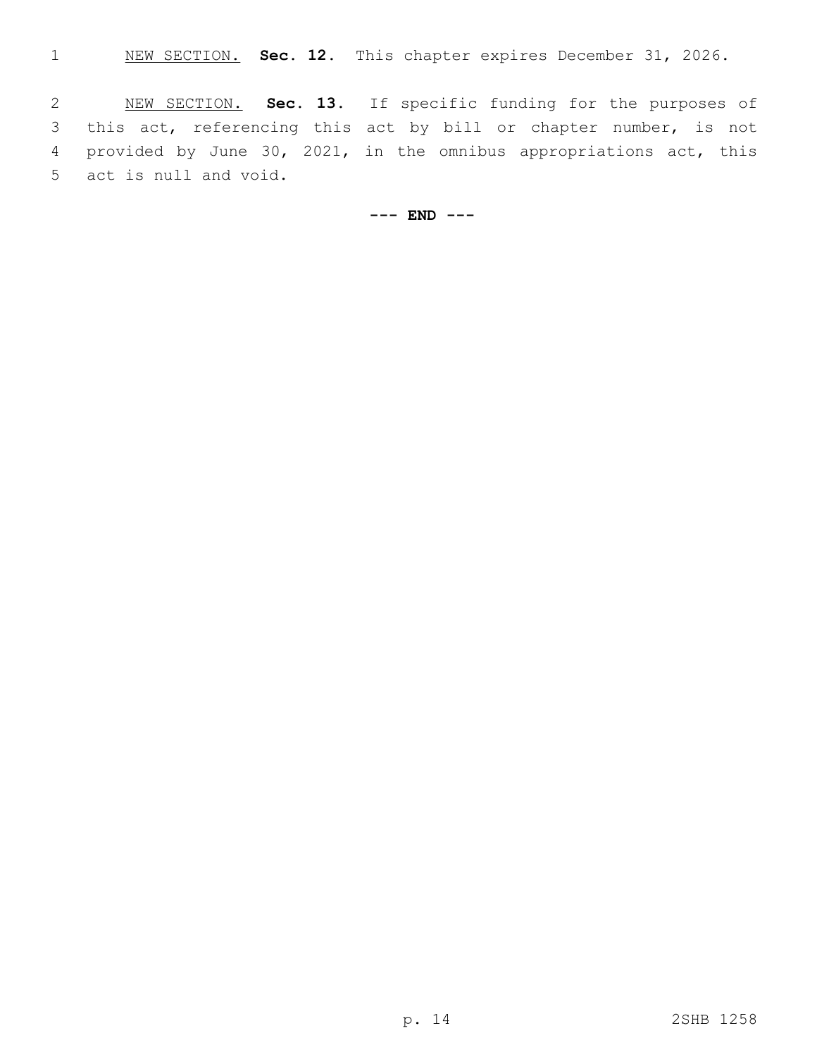NEW SECTION. **Sec. 12.** This chapter expires December 31, 2026.

NEW SECTION. **Sec. 13.** If specific funding for the purposes of this act, referencing this act by bill or chapter number, is not provided by June 30, 2021, in the omnibus appropriations act, this act is null and void.

**--- END ---**